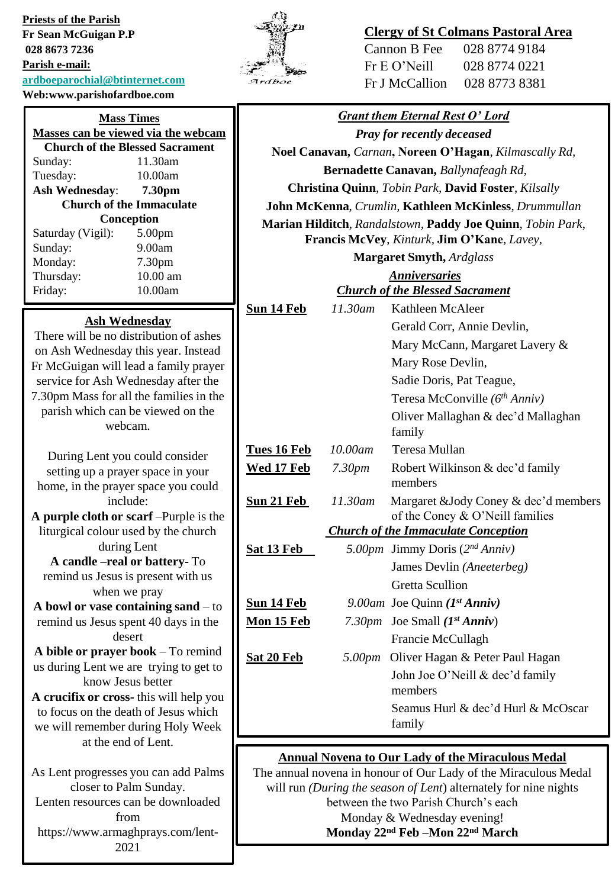**Priests of the Parish**
**Fr Sean McGuigan P.P**
**028 8673 7236**
**Parish e-mail:**
**ardboeparochial@btinternet.com**
**Web:www.parishofardboe.com**

**Clergy of St Colmans Pastoral Area**

Cannon B Fee 028 8774 9184
Fr E O'Neill 028 8774 0221
Fr J McCallion 028 8773 8381

## Mass Times

**Masses can be viewed via the webcam**

**Church of the Blessed Sacrament**

| | |
|---|---|
| Sunday: | 11.30am |
| Tuesday: | 10.00am |
| **Ash Wednesday**: | **7.30pm** |

**Church of the Immaculate Conception**

| | |
|---|---|
| Saturday (Vigil): | 5.00pm |
| Sunday: | 9.00am |
| Monday: | 7.30pm |
| Thursday: | 10.00 am |
| Friday: | 10.00am |

## Ash Wednesday

There will be no distribution of ashes on Ash Wednesday this year. Instead Fr McGuigan will lead a family prayer service for Ash Wednesday after the 7.30pm Mass for all the families in the parish which can be viewed on the webcam.

During Lent you could consider setting up a prayer space in your home, in the prayer space you could include:

**A purple cloth or scarf** –Purple is the liturgical colour used by the church during Lent

**A candle –real or battery-** To remind us Jesus is present with us when we pray

**A bowl or vase containing sand** – to remind us Jesus spent 40 days in the desert

**A bible or prayer book** – To remind us during Lent we are trying to get to know Jesus better

**A crucifix or cross-** this will help you to focus on the death of Jesus which we will remember during Holy Week at the end of Lent.

As Lent progresses you can add Palms closer to Palm Sunday.

Lenten resources can be downloaded from https://www.armaghprays.com/lent-2021

## *Grant them Eternal Rest O' Lord*

***Pray for recently deceased***

**Noel Canavan,** *Carnan*, **Noreen O'Hagan**, *Kilmascally Rd*, **Bernadette Canavan,** *Ballynafeagh Rd*, **Christina Quinn**, *Tobin Park*, **David Foster**, *Kilsally* **John McKenna**, *Crumlin*, **Kathleen McKinless**, *Drummullan* **Marian Hilditch**, *Randalstown*, **Paddy Joe Quinn**, *Tobin Park*, **Francis McVey**, *Kinturk*, **Jim O'Kane**, *Lavey*, **Margaret Smyth,** *Ardglass*

### *Anniversaries*

***Church of the Blessed Sacrament***

| | | |
|---|---|---|
| **Sun 14 Feb** | *11.30am* | Kathleen McAleer<br>Gerald Corr, Annie Devlin,<br>Mary McCann, Margaret Lavery & Mary Rose Devlin,<br>Sadie Doris, Pat Teague,<br>Teresa McConville *(6th Anniv)*<br>Oliver Mallaghan & dec'd Mallaghan family |
| **Tues 16 Feb** | *10.00am* | Teresa Mullan |
| **Wed 17 Feb** | *7.30pm* | Robert Wilkinson & dec'd family members |
| **Sun 21 Feb** | *11.30am* | Margaret &Jody Coney & dec'd members of the Coney & O'Neill families |

***Church of the Immaculate Conception***

| | | |
|---|---|---|
| **Sat 13 Feb** | *5.00pm* | Jimmy Doris (*2nd Anniv)*<br>James Devlin *(Aneeterbeg)*<br>Gretta Scullion |
| **Sun 14 Feb** | *9.00am* | Joe Quinn ***(1st Anniv)*** |
| **Mon 15 Feb** | *7.30pm* | Joe Small ***(1st Anniv***)<br>Francie McCullagh |
| **Sat 20 Feb** | *5.00pm* | Oliver Hagan & Peter Paul Hagan<br>John Joe O'Neill & dec'd family members<br>Seamus Hurl & dec'd Hurl & McOscar family |

## Annual Novena to Our Lady of the Miraculous Medal

The annual novena in honour of Our Lady of the Miraculous Medal will run *(During the season of Lent*) alternately for nine nights between the two Parish Church's each Monday & Wednesday evening!

**Monday 22nd Feb –Mon 22nd March**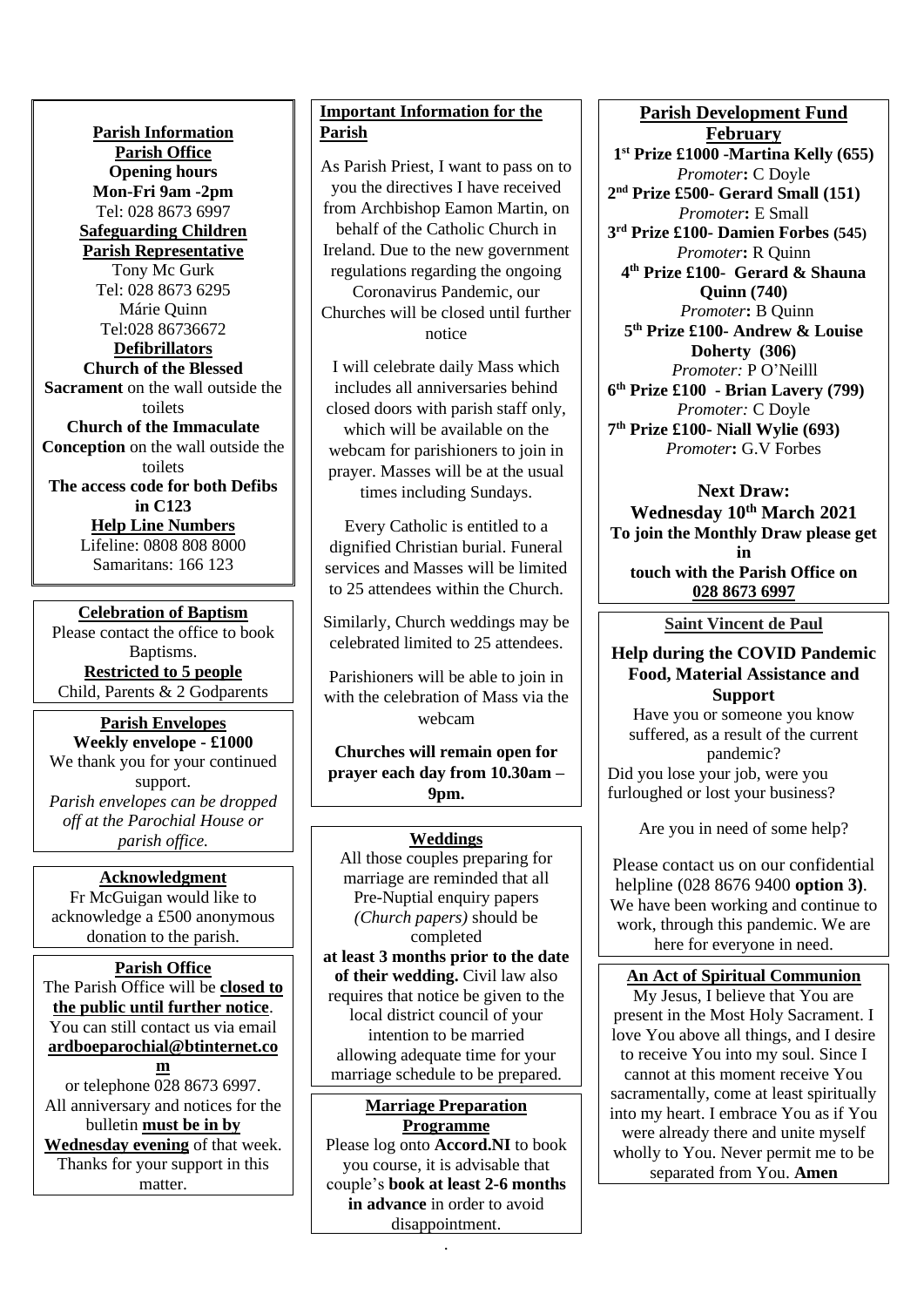**Parish Information**

**Parish Office**

**Opening hours**

**Mon-Fri 9am -2pm**

Tel: 028 8673 6997

**Safeguarding Children**

**Parish Representative**

Tony Mc Gurk

Tel: 028 8673 6295

Márie Quinn

Tel:028 86736672

**Defibrillators**

**Church of the Blessed Sacrament** on the wall outside the toilets

**Church of the Immaculate Conception** on the wall outside the toilets

**The access code for both Defibs in C123**

**Help Line Numbers**

Lifeline: 0808 808 8000

Samaritans: 166 123

**Celebration of Baptism**

Please contact the office to book Baptisms.

**Restricted to 5 people**

Child, Parents & 2 Godparents

**Parish Envelopes**

**Weekly envelope - £1000**

We thank you for your continued support.

*Parish envelopes can be dropped off at the Parochial House or parish office.*

**Acknowledgment**

Fr McGuigan would like to acknowledge a £500 anonymous donation to the parish.

**Parish Office**

The Parish Office will be **closed to the public until further notice**. You can still contact us via email **ardboeparochial@btinternet.com** or telephone 028 8673 6997. All anniversary and notices for the bulletin **must be in by Wednesday evening** of that week. Thanks for your support in this matter.

**Important Information for the Parish**

As Parish Priest, I want to pass on to you the directives I have received from Archbishop Eamon Martin, on behalf of the Catholic Church in Ireland. Due to the new government regulations regarding the ongoing Coronavirus Pandemic, our Churches will be closed until further notice

I will celebrate daily Mass which includes all anniversaries behind closed doors with parish staff only, which will be available on the webcam for parishioners to join in prayer. Masses will be at the usual times including Sundays.

Every Catholic is entitled to a dignified Christian burial. Funeral services and Masses will be limited to 25 attendees within the Church.

Similarly, Church weddings may be celebrated limited to 25 attendees.

Parishioners will be able to join in with the celebration of Mass via the webcam

**Churches will remain open for prayer each day from 10.30am – 9pm.**

**Weddings**

All those couples preparing for marriage are reminded that all Pre-Nuptial enquiry papers *(Church papers)* should be completed **at least 3 months prior to the date of their wedding.** Civil law also requires that notice be given to the local district council of your intention to be married allowing adequate time for your marriage schedule to be prepared.

**Marriage Preparation Programme**

Please log onto **Accord.NI** to book you course, it is advisable that couple's **book at least 2-6 months in advance** in order to avoid disappointment.

**Parish Development Fund February**

**1st Prize £1000 -Martina Kelly (655)**
*Promoter***:** C Doyle

**2nd Prize £500- Gerard Small (151)**
*Promoter***:** E Small

**3rd Prize £100- Damien Forbes (545)**
*Promoter***:** R Quinn

**4th Prize £100- Gerard & Shauna Quinn (740)**
*Promoter***:** B Quinn

**5th Prize £100- Andrew & Louise Doherty (306)**
*Promoter:* P O'Neilll

**6th Prize £100 - Brian Lavery (799)**
*Promoter:* C Doyle

**7th Prize £100- Niall Wylie (693)**
*Promoter***:** G.V Forbes

**Next Draw:**
**Wednesday 10th March 2021**
**To join the Monthly Draw please get in touch with the Parish Office on 028 8673 6997**

**Saint Vincent de Paul**

**Help during the COVID Pandemic Food, Material Assistance and Support**

Have you or someone you know suffered, as a result of the current pandemic?
Did you lose your job, were you furloughed or lost your business?

Are you in need of some help?

Please contact us on our confidential helpline (028 8676 9400 **option 3)**. We have been working and continue to work, through this pandemic. We are here for everyone in need.

**An Act of Spiritual Communion**

My Jesus, I believe that You are present in the Most Holy Sacrament. I love You above all things, and I desire to receive You into my soul. Since I cannot at this moment receive You sacramentally, come at least spiritually into my heart. I embrace You as if You were already there and unite myself wholly to You. Never permit me to be separated from You. **Amen**